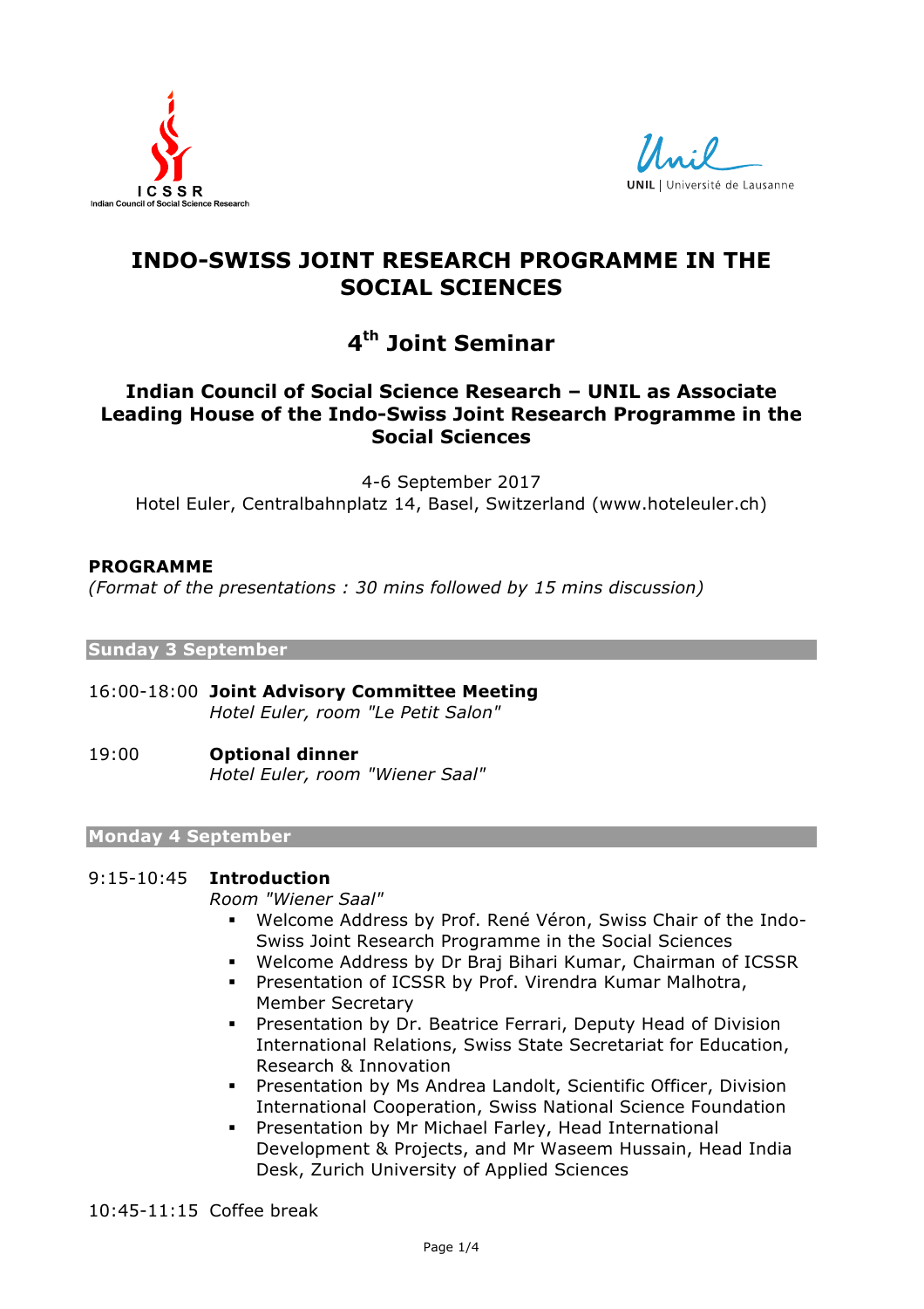ICSSR
Indian Council of Social Science Research

UNIL | Université de Lausanne

# INDO-SWISS JOINT RESEARCH PROGRAMME IN THE SOCIAL SCIENCES

# 4th Joint Seminar

### Indian Council of Social Science Research – UNIL as Associate Leading House of the Indo-Swiss Joint Research Programme in the Social Sciences

4-6 September 2017
Hotel Euler, Centralbahnplatz 14, Basel, Switzerland (www.hoteleuler.ch)

**PROGRAMME**
*(Format of the presentations : 30 mins followed by 15 mins discussion)*

## Sunday 3 September

16:00-18:00 **Joint Advisory Committee Meeting**
*Hotel Euler, room "Le Petit Salon"*

19:00 **Optional dinner**
*Hotel Euler, room "Wiener Saal"*

## Monday 4 September

9:15-10:45 **Introduction**
*Room "Wiener Saal"*

- Welcome Address by Prof. René Véron, Swiss Chair of the Indo-Swiss Joint Research Programme in the Social Sciences
- Welcome Address by Dr Braj Bihari Kumar, Chairman of ICSSR
- Presentation of ICSSR by Prof. Virendra Kumar Malhotra, Member Secretary
- Presentation by Dr. Beatrice Ferrari, Deputy Head of Division International Relations, Swiss State Secretariat for Education, Research & Innovation
- Presentation by Ms Andrea Landolt, Scientific Officer, Division International Cooperation, Swiss National Science Foundation
- Presentation by Mr Michael Farley, Head International Development & Projects, and Mr Waseem Hussain, Head India Desk, Zurich University of Applied Sciences

10:45-11:15 Coffee break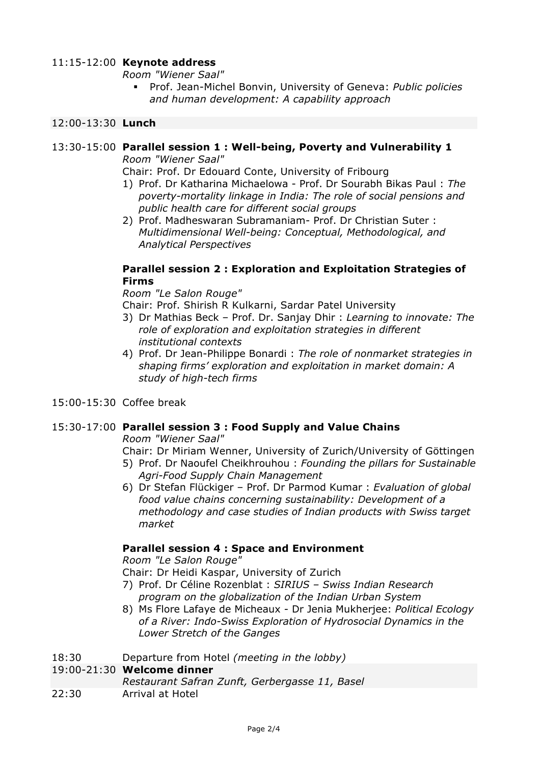11:15-12:00 **Keynote address**

*Room "Wiener Saal"*

- Prof. Jean-Michel Bonvin, University of Geneva: *Public policies and human development: A capability approach*

12:00-13:30 **Lunch**

13:30-15:00 **Parallel session 1 : Well-being, Poverty and Vulnerability 1**

*Room "Wiener Saal"*

Chair: Prof. Dr Edouard Conte, University of Fribourg

1) Prof. Dr Katharina Michaelowa - Prof. Dr Sourabh Bikas Paul : *The poverty-mortality linkage in India: The role of social pensions and public health care for different social groups*
2) Prof. Madheswaran Subramaniam- Prof. Dr Christian Suter : *Multidimensional Well-being: Conceptual, Methodological, and Analytical Perspectives*

**Parallel session 2 : Exploration and Exploitation Strategies of Firms**

*Room "Le Salon Rouge"*

Chair: Prof. Shirish R Kulkarni, Sardar Patel University

3) Dr Mathias Beck – Prof. Dr. Sanjay Dhir : *Learning to innovate: The role of exploration and exploitation strategies in different institutional contexts*
4) Prof. Dr Jean-Philippe Bonardi : *The role of nonmarket strategies in shaping firms' exploration and exploitation in market domain: A study of high-tech firms*

15:00-15:30 Coffee break

15:30-17:00 **Parallel session 3 : Food Supply and Value Chains**

*Room "Wiener Saal"*

Chair: Dr Miriam Wenner, University of Zurich/University of Göttingen

5) Prof. Dr Naoufel Cheikhrouhou : *Founding the pillars for Sustainable Agri-Food Supply Chain Management*
6) Dr Stefan Flückiger – Prof. Dr Parmod Kumar : *Evaluation of global food value chains concerning sustainability: Development of a methodology and case studies of Indian products with Swiss target market*

**Parallel session 4 : Space and Environment**

*Room "Le Salon Rouge"*

Chair: Dr Heidi Kaspar, University of Zurich

7) Prof. Dr Céline Rozenblat : *SIRIUS – Swiss Indian Research program on the globalization of the Indian Urban System*
8) Ms Flore Lafaye de Micheaux - Dr Jenia Mukherjee: *Political Ecology of a River: Indo-Swiss Exploration of Hydrosocial Dynamics in the Lower Stretch of the Ganges*

18:30 Departure from Hotel *(meeting in the lobby)*

19:00-21:30 **Welcome dinner**

*Restaurant Safran Zunft, Gerbergasse 11, Basel*

22:30 Arrival at Hotel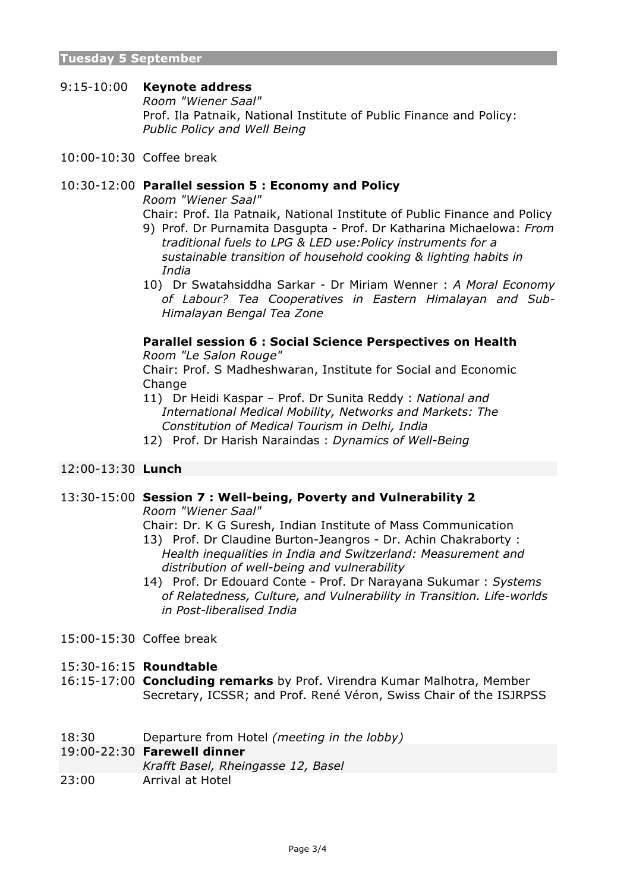## Tuesday 5 September

9:15-10:00 **Keynote address**
*Room "Wiener Saal"*
Prof. Ila Patnaik, National Institute of Public Finance and Policy: *Public Policy and Well Being*

10:00-10:30 Coffee break

10:30-12:00 **Parallel session 5 : Economy and Policy**
*Room "Wiener Saal"*
Chair: Prof. Ila Patnaik, National Institute of Public Finance and Policy

9) Prof. Dr Purnamita Dasgupta - Prof. Dr Katharina Michaelowa: *From traditional fuels to LPG & LED use:Policy instruments for a sustainable transition of household cooking & lighting habits in India*
10) Dr Swatahsiddha Sarkar - Dr Miriam Wenner : *A Moral Economy of Labour? Tea Cooperatives in Eastern Himalayan and Sub-Himalayan Bengal Tea Zone*

**Parallel session 6 : Social Science Perspectives on Health**
*Room "Le Salon Rouge"*
Chair: Prof. S Madheshwaran, Institute for Social and Economic Change

11) Dr Heidi Kaspar – Prof. Dr Sunita Reddy : *National and International Medical Mobility, Networks and Markets: The Constitution of Medical Tourism in Delhi, India*
12) Prof. Dr Harish Naraindas : *Dynamics of Well-Being*

12:00-13:30 **Lunch**

13:30-15:00 **Session 7 : Well-being, Poverty and Vulnerability 2**
*Room "Wiener Saal"*
Chair: Dr. K G Suresh, Indian Institute of Mass Communication

13) Prof. Dr Claudine Burton-Jeangros - Dr. Achin Chakraborty : *Health inequalities in India and Switzerland: Measurement and distribution of well-being and vulnerability*
14) Prof. Dr Edouard Conte - Prof. Dr Narayana Sukumar : *Systems of Relatedness, Culture, and Vulnerability in Transition. Life-worlds in Post-liberalised India*

15:00-15:30 Coffee break

15:30-16:15 **Roundtable**
16:15-17:00 **Concluding remarks** by Prof. Virendra Kumar Malhotra, Member Secretary, ICSSR; and Prof. René Véron, Swiss Chair of the ISJRPSS

18:30 Departure from Hotel *(meeting in the lobby)*
19:00-22:30 **Farewell dinner**
*Krafft Basel, Rheingasse 12, Basel*
23:00 Arrival at Hotel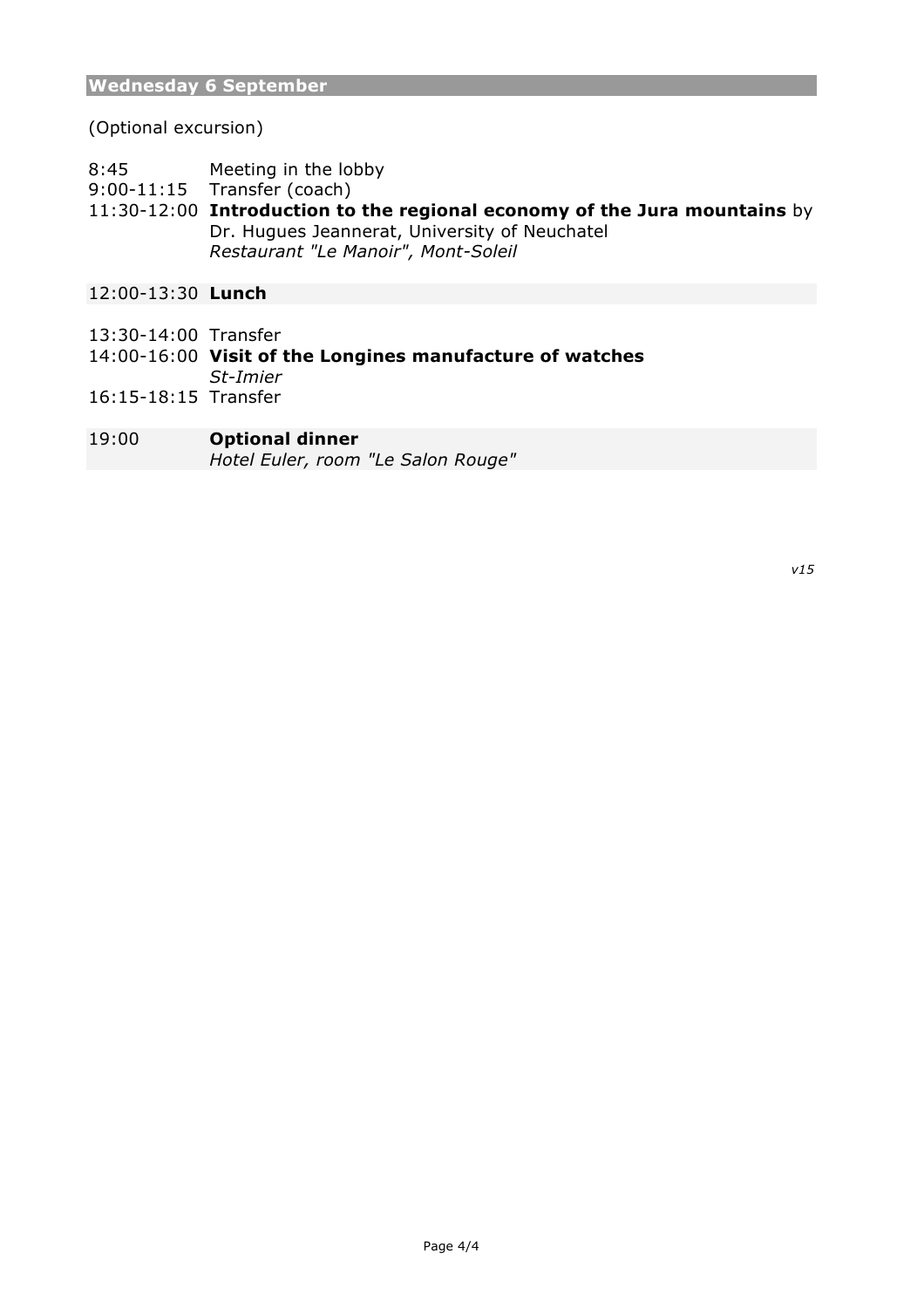## Wednesday 6 September

(Optional excursion)

8:45 Meeting in the lobby
9:00-11:15 Transfer (coach)
11:30-12:00 **Introduction to the regional economy of the Jura mountains** by Dr. Hugues Jeannerat, University of Neuchatel
*Restaurant "Le Manoir", Mont-Soleil*

12:00-13:30 **Lunch**

13:30-14:00 Transfer
14:00-16:00 **Visit of the Longines manufacture of watches**
*St-Imier*
16:15-18:15 Transfer

19:00 **Optional dinner**
*Hotel Euler, room "Le Salon Rouge"*

*v15*